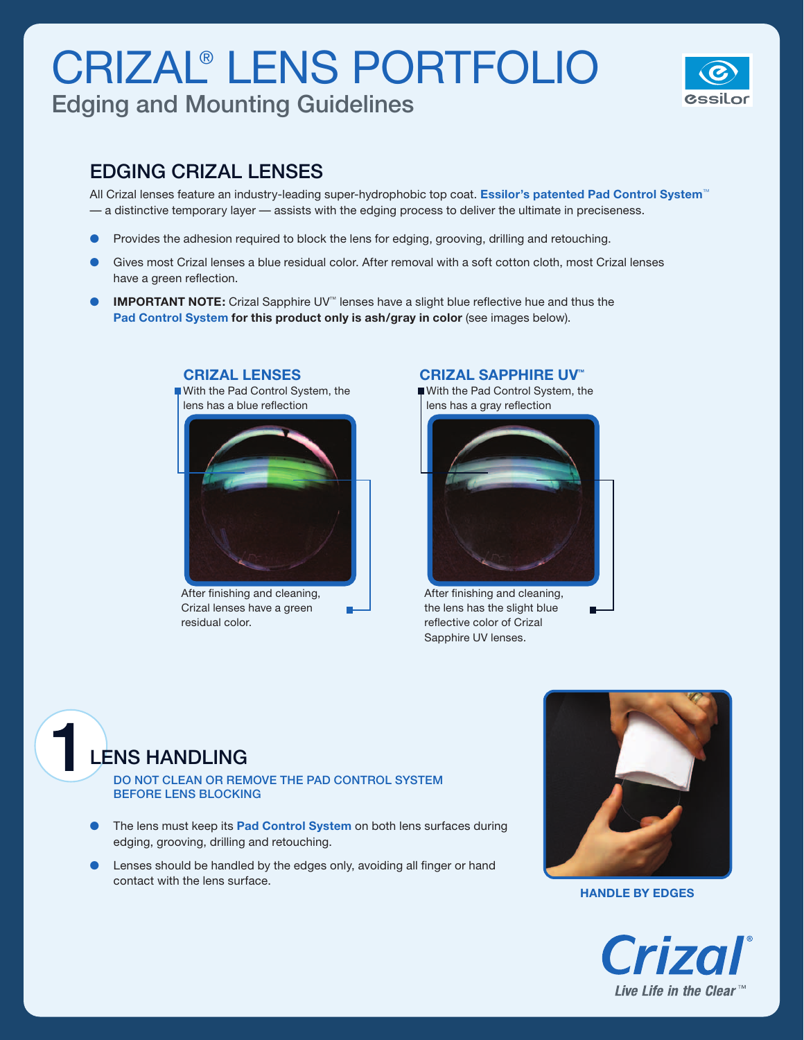# CRIZAL® LENS PORTFOLIO

## Edging and Mounting Guidelines

## EDGING CRIZAL LENSES

All Crizal lenses feature an industry-leading super-hydrophobic top coat. **Essilor's patented Pad Control System™** — a distinctive temporary layer — assists with the edging process to deliver the ultimate in preciseness.

- Provides the adhesion required to block the lens for edging, grooving, drilling and retouching.
- Gives most Crizal lenses a blue residual color. After removal with a soft cotton cloth, most Crizal lenses have a green reflection.
- **IMPORTANT NOTE:** Crizal Sapphire UV™ lenses have a slight blue reflective hue and thus the **Pad Control System for this product only is ash/gray in color** (see images below).

### CRIZAL LENSES

With the Pad Control System, the lens has a blue reflection

After finishing and cleaning, Crizal lenses have a green residual color.

### CRIZAL SAPPHIRE UV™

With the Pad Control System, the lens has a gray reflection

After finishing and cleaning, the lens has the slight blue reflective color of Crizal Sapphire UV lenses.

## 1 LENS HANDLING

**DO NOT CLEAN OR REMOVE THE PAD CONTROL SYSTEM BEFORE LENS BLOCKING**

- The lens must keep its **Pad Control System** on both lens surfaces during edging, grooving, drilling and retouching.
- Lenses should be handled by the edges only, avoiding all finger or hand contact with the lens surface.

HANDLE BY EDGES

Crizal® Live Life in the Clear™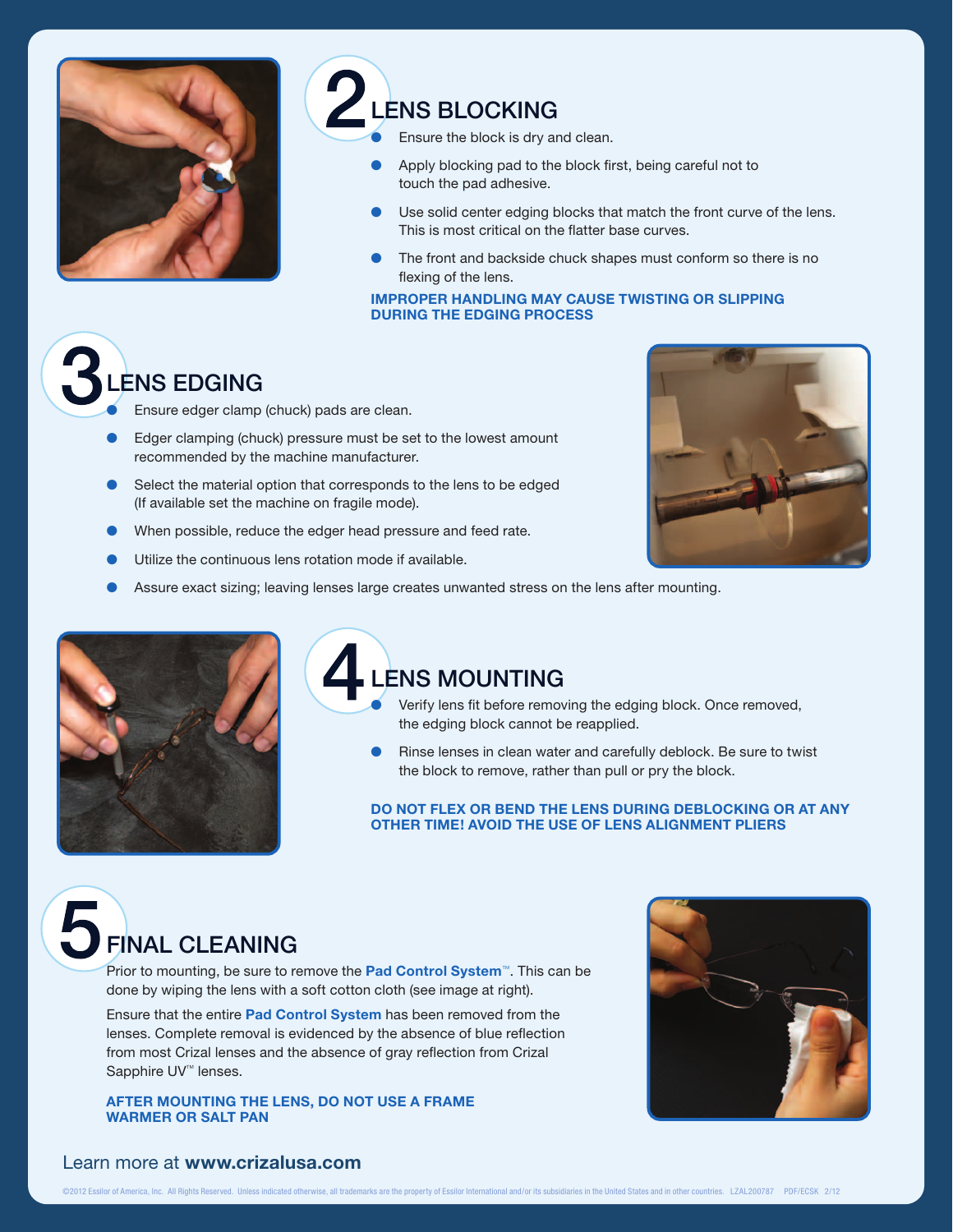## 2 LENS BLOCKING

- Ensure the block is dry and clean.
- Apply blocking pad to the block first, being careful not to touch the pad adhesive.
- Use solid center edging blocks that match the front curve of the lens. This is most critical on the flatter base curves.
- The front and backside chuck shapes must conform so there is no flexing of the lens.

**IMPROPER HANDLING MAY CAUSE TWISTING OR SLIPPING DURING THE EDGING PROCESS**

## 3 LENS EDGING

- Ensure edger clamp (chuck) pads are clean.
- Edger clamping (chuck) pressure must be set to the lowest amount recommended by the machine manufacturer.
- Select the material option that corresponds to the lens to be edged (If available set the machine on fragile mode).
- When possible, reduce the edger head pressure and feed rate.
- Utilize the continuous lens rotation mode if available.
- Assure exact sizing; leaving lenses large creates unwanted stress on the lens after mounting.

## 4 LENS MOUNTING

- Verify lens fit before removing the edging block. Once removed, the edging block cannot be reapplied.
- Rinse lenses in clean water and carefully deblock. Be sure to twist the block to remove, rather than pull or pry the block.

**DO NOT FLEX OR BEND THE LENS DURING DEBLOCKING OR AT ANY OTHER TIME! AVOID THE USE OF LENS ALIGNMENT PLIERS**

## 5 FINAL CLEANING

Prior to mounting, be sure to remove the **Pad Control System**™. This can be done by wiping the lens with a soft cotton cloth (see image at right).

Ensure that the entire **Pad Control System** has been removed from the lenses. Complete removal is evidenced by the absence of blue reflection from most Crizal lenses and the absence of gray reflection from Crizal Sapphire UV™ lenses.

**AFTER MOUNTING THE LENS, DO NOT USE A FRAME WARMER OR SALT PAN**

Learn more at **www.crizalusa.com**

©2012 Essilor of America, Inc. All Rights Reserved. Unless indicated otherwise, all trademarks are the property of Essilor International and/or its subsidiaries in the United States and in other countries. LZAL200787 PDF/ECSK 2/12